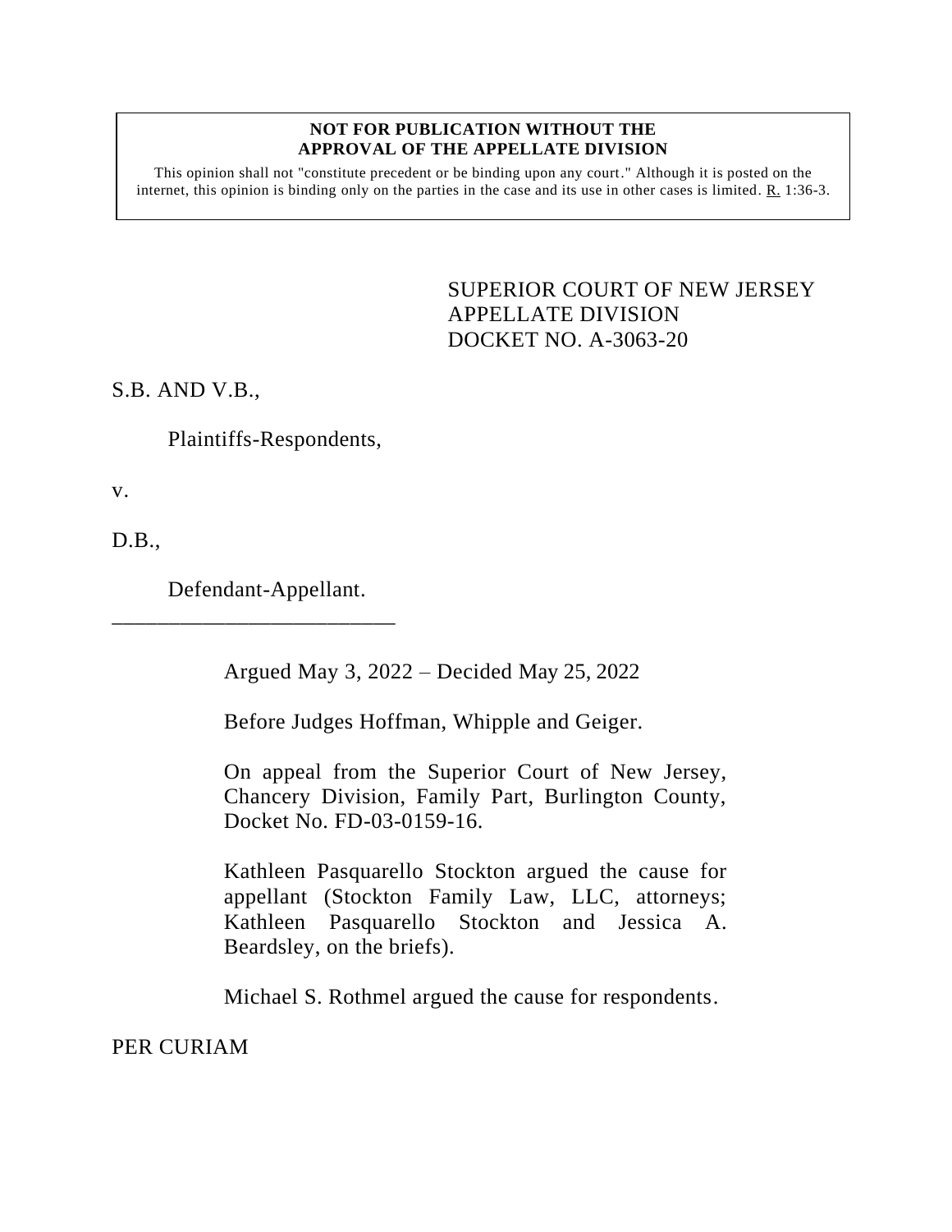**NOT FOR PUBLICATION WITHOUT THE APPROVAL OF THE APPELLATE DIVISION**

This opinion shall not "constitute precedent or be binding upon any court." Although it is posted on the internet, this opinion is binding only on the parties in the case and its use in other cases is limited. R. 1:36-3.

SUPERIOR COURT OF NEW JERSEY
APPELLATE DIVISION
DOCKET NO. A-3063-20

S.B. AND V.B.,

Plaintiffs-Respondents,

v.

D.B.,

Defendant-Appellant.

\_\_\_\_\_\_\_\_\_\_\_\_\_\_\_\_\_\_\_\_\_\_\_\_\_\_

Argued May 3, 2022 – Decided May 25, 2022

Before Judges Hoffman, Whipple and Geiger.

On appeal from the Superior Court of New Jersey, Chancery Division, Family Part, Burlington County, Docket No. FD-03-0159-16.

Kathleen Pasquarello Stockton argued the cause for appellant (Stockton Family Law, LLC, attorneys; Kathleen Pasquarello Stockton and Jessica A. Beardsley, on the briefs).

Michael S. Rothmel argued the cause for respondents.

PER CURIAM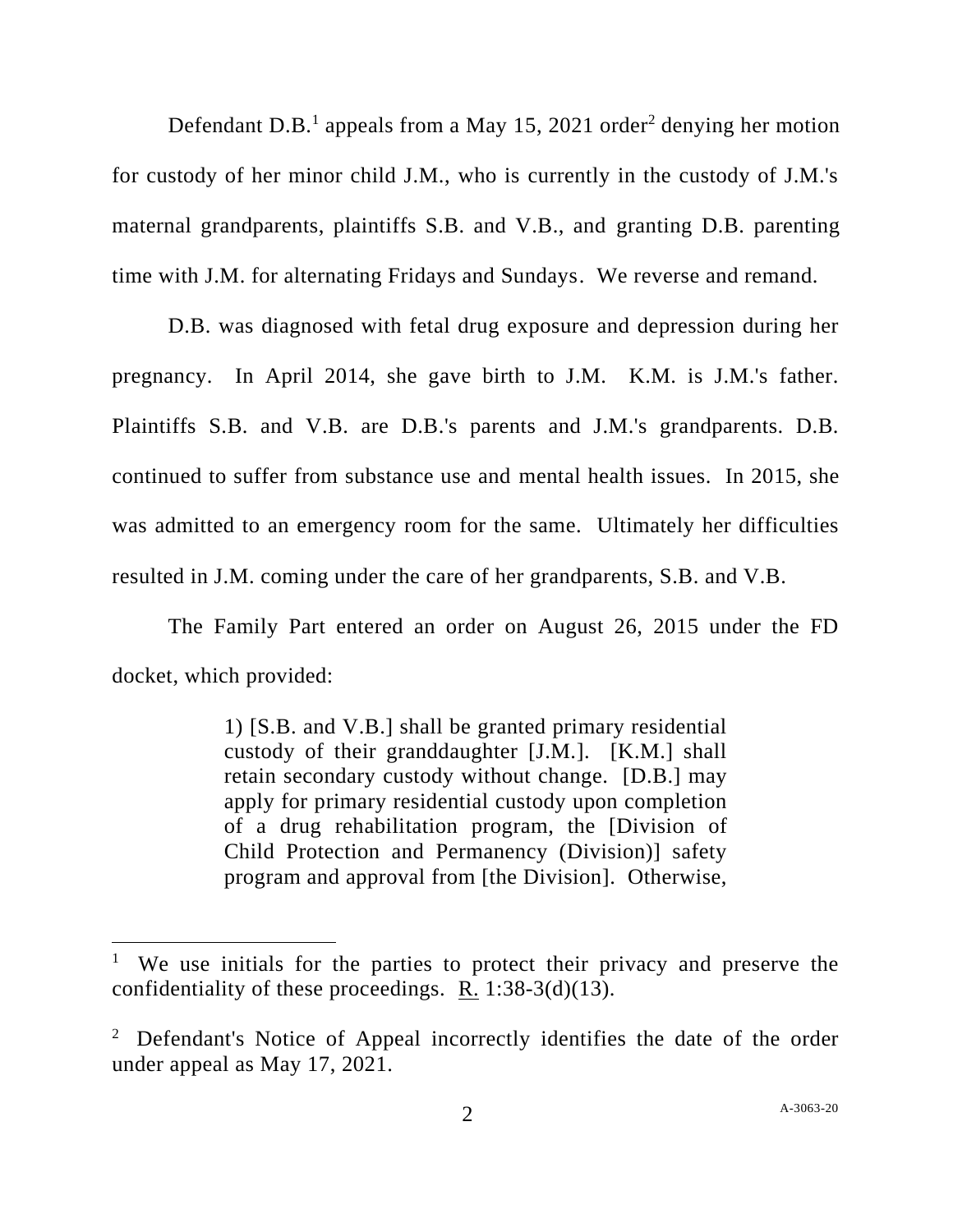Defendant D.B.[1] appeals from a May 15, 2021 order[2] denying her motion for custody of her minor child J.M., who is currently in the custody of J.M.'s maternal grandparents, plaintiffs S.B. and V.B., and granting D.B. parenting time with J.M. for alternating Fridays and Sundays. We reverse and remand.

D.B. was diagnosed with fetal drug exposure and depression during her pregnancy. In April 2014, she gave birth to J.M. K.M. is J.M.'s father. Plaintiffs S.B. and V.B. are D.B.'s parents and J.M.'s grandparents. D.B. continued to suffer from substance use and mental health issues. In 2015, she was admitted to an emergency room for the same. Ultimately her difficulties resulted in J.M. coming under the care of her grandparents, S.B. and V.B.

The Family Part entered an order on August 26, 2015 under the FD docket, which provided:

> 1) [S.B. and V.B.] shall be granted primary residential custody of their granddaughter [J.M.]. [K.M.] shall retain secondary custody without change. [D.B.] may apply for primary residential custody upon completion of a drug rehabilitation program, the [Division of Child Protection and Permanency (Division)] safety program and approval from [the Division]. Otherwise,

---

[1] We use initials for the parties to protect their privacy and preserve the confidentiality of these proceedings. R. 1:38-3(d)(13).

[2] Defendant's Notice of Appeal incorrectly identifies the date of the order under appeal as May 17, 2021.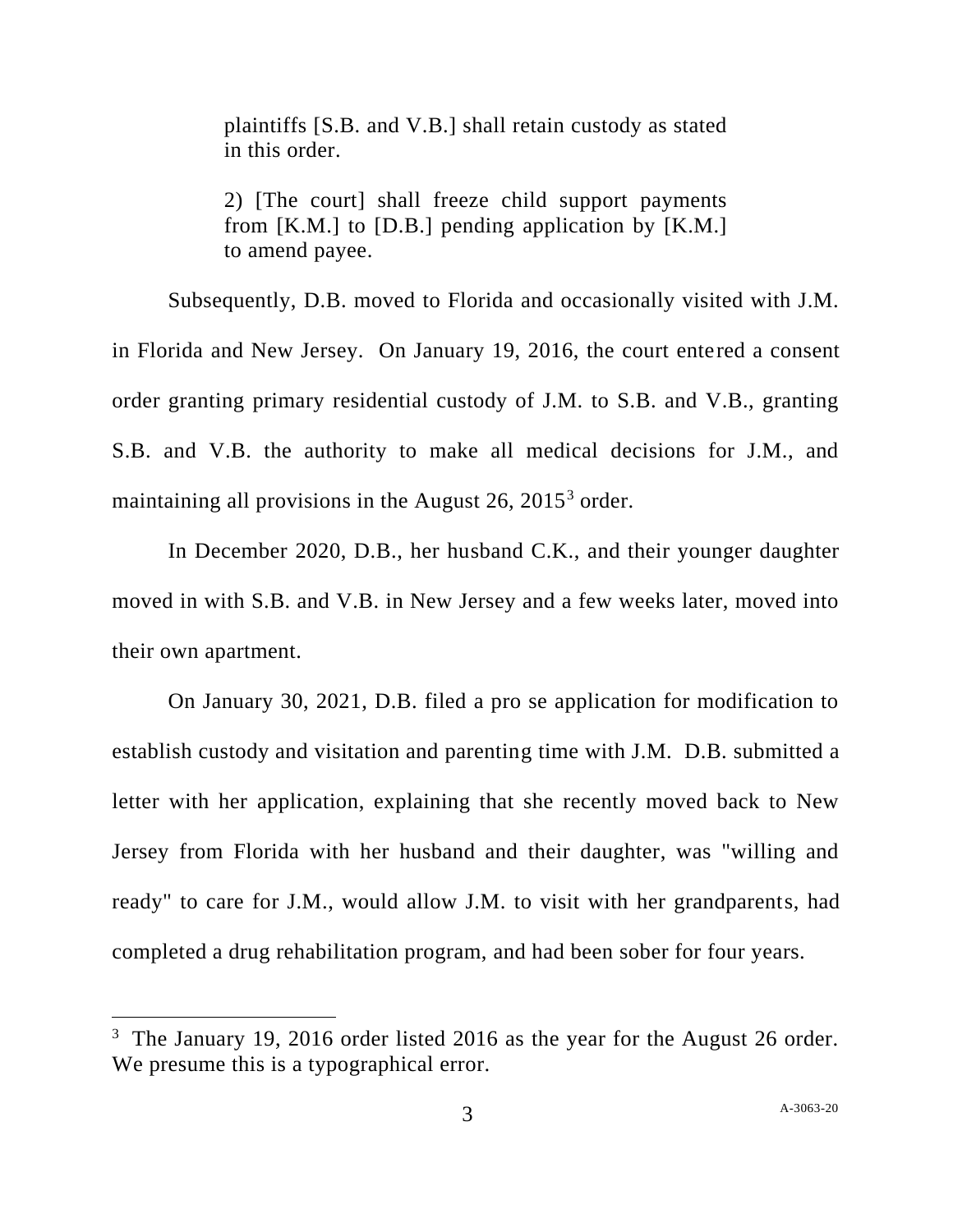> plaintiffs [S.B. and V.B.] shall retain custody as stated in this order.
>
> 2) [The court] shall freeze child support payments from [K.M.] to [D.B.] pending application by [K.M.] to amend payee.

Subsequently, D.B. moved to Florida and occasionally visited with J.M. in Florida and New Jersey. On January 19, 2016, the court entered a consent order granting primary residential custody of J.M. to S.B. and V.B., granting S.B. and V.B. the authority to make all medical decisions for J.M., and maintaining all provisions in the August 26, 2015[3] order.

In December 2020, D.B., her husband C.K., and their younger daughter moved in with S.B. and V.B. in New Jersey and a few weeks later, moved into their own apartment.

On January 30, 2021, D.B. filed a pro se application for modification to establish custody and visitation and parenting time with J.M. D.B. submitted a letter with her application, explaining that she recently moved back to New Jersey from Florida with her husband and their daughter, was "willing and ready" to care for J.M., would allow J.M. to visit with her grandparents, had completed a drug rehabilitation program, and had been sober for four years.

---

[3] The January 19, 2016 order listed 2016 as the year for the August 26 order. We presume this is a typographical error.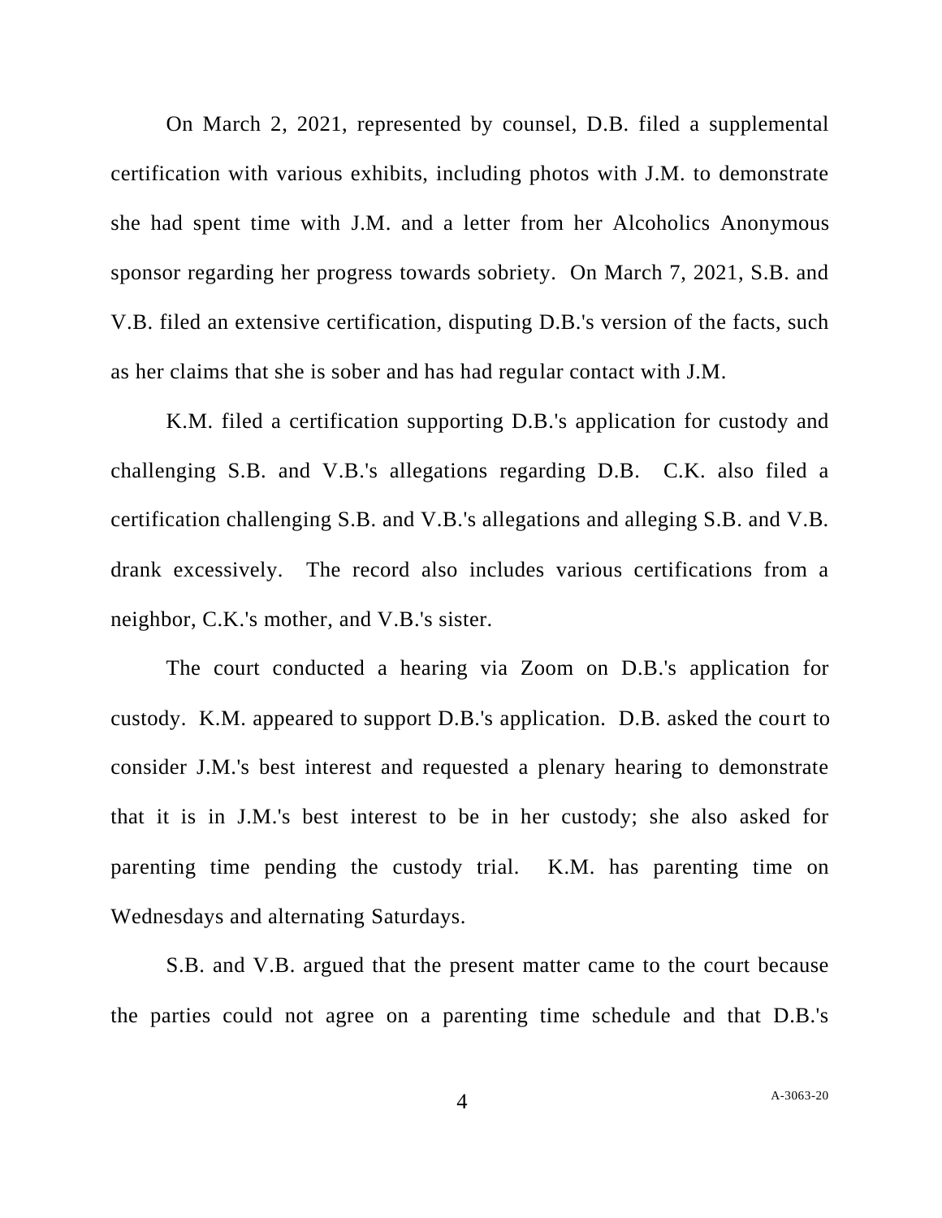On March 2, 2021, represented by counsel, D.B. filed a supplemental certification with various exhibits, including photos with J.M. to demonstrate she had spent time with J.M. and a letter from her Alcoholics Anonymous sponsor regarding her progress towards sobriety. On March 7, 2021, S.B. and V.B. filed an extensive certification, disputing D.B.'s version of the facts, such as her claims that she is sober and has had regular contact with J.M.

K.M. filed a certification supporting D.B.'s application for custody and challenging S.B. and V.B.'s allegations regarding D.B. C.K. also filed a certification challenging S.B. and V.B.'s allegations and alleging S.B. and V.B. drank excessively. The record also includes various certifications from a neighbor, C.K.'s mother, and V.B.'s sister.

The court conducted a hearing via Zoom on D.B.'s application for custody. K.M. appeared to support D.B.'s application. D.B. asked the court to consider J.M.'s best interest and requested a plenary hearing to demonstrate that it is in J.M.'s best interest to be in her custody; she also asked for parenting time pending the custody trial. K.M. has parenting time on Wednesdays and alternating Saturdays.

S.B. and V.B. argued that the present matter came to the court because the parties could not agree on a parenting time schedule and that D.B.'s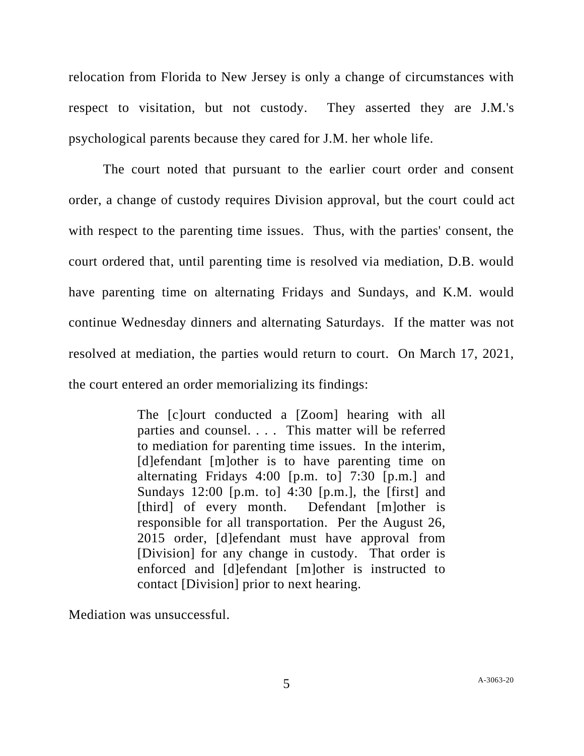relocation from Florida to New Jersey is only a change of circumstances with respect to visitation, but not custody. They asserted they are J.M.'s psychological parents because they cared for J.M. her whole life.

The court noted that pursuant to the earlier court order and consent order, a change of custody requires Division approval, but the court could act with respect to the parenting time issues. Thus, with the parties' consent, the court ordered that, until parenting time is resolved via mediation, D.B. would have parenting time on alternating Fridays and Sundays, and K.M. would continue Wednesday dinners and alternating Saturdays. If the matter was not resolved at mediation, the parties would return to court. On March 17, 2021, the court entered an order memorializing its findings:

> The [c]ourt conducted a [Zoom] hearing with all parties and counsel. . . . This matter will be referred to mediation for parenting time issues. In the interim, [d]efendant [m]other is to have parenting time on alternating Fridays 4:00 [p.m. to] 7:30 [p.m.] and Sundays 12:00 [p.m. to] 4:30 [p.m.], the [first] and [third] of every month. Defendant [m]other is responsible for all transportation. Per the August 26, 2015 order, [d]efendant must have approval from [Division] for any change in custody. That order is enforced and [d]efendant [m]other is instructed to contact [Division] prior to next hearing.

Mediation was unsuccessful.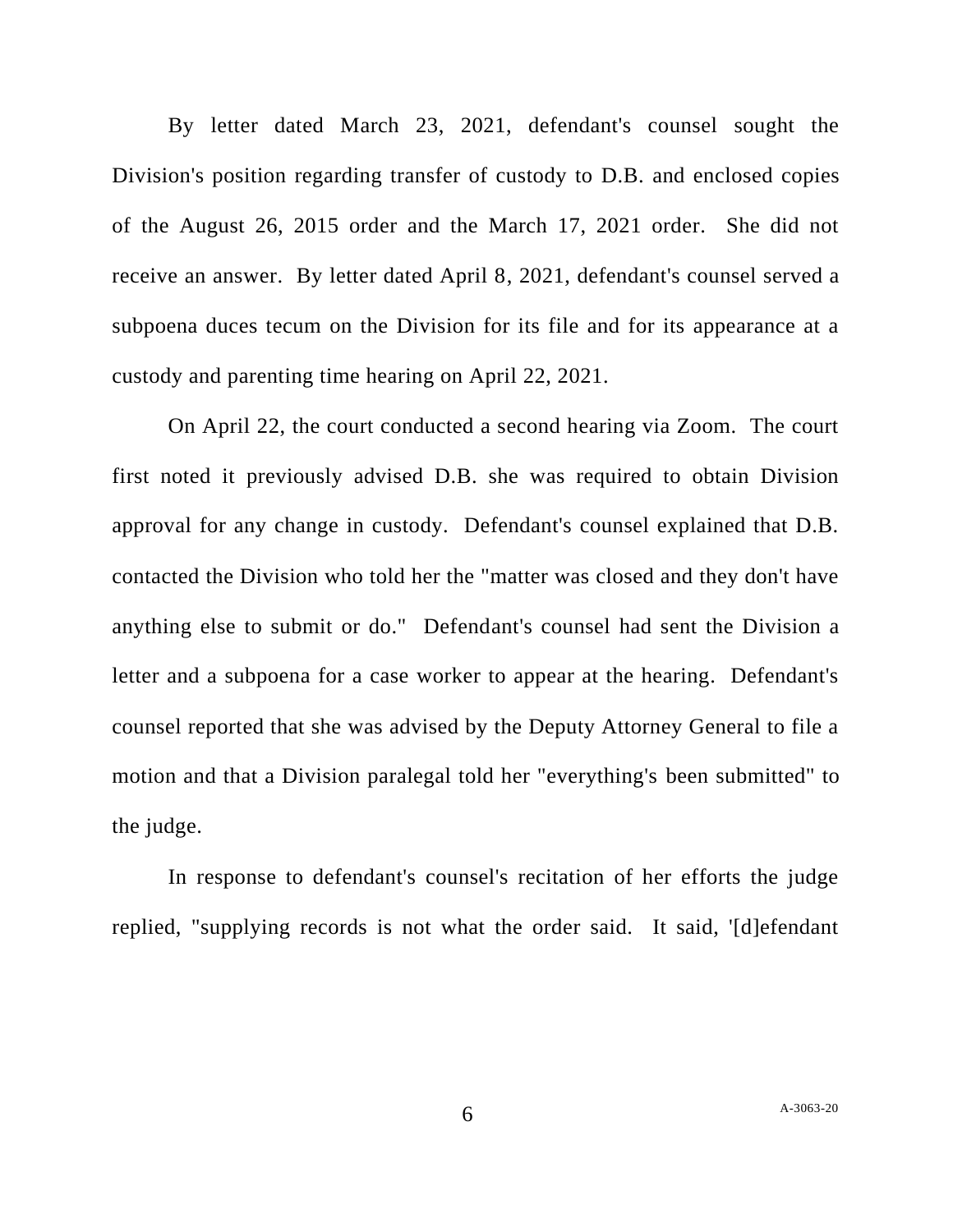By letter dated March 23, 2021, defendant's counsel sought the Division's position regarding transfer of custody to D.B. and enclosed copies of the August 26, 2015 order and the March 17, 2021 order. She did not receive an answer. By letter dated April 8, 2021, defendant's counsel served a subpoena duces tecum on the Division for its file and for its appearance at a custody and parenting time hearing on April 22, 2021.

On April 22, the court conducted a second hearing via Zoom. The court first noted it previously advised D.B. she was required to obtain Division approval for any change in custody. Defendant's counsel explained that D.B. contacted the Division who told her the "matter was closed and they don't have anything else to submit or do." Defendant's counsel had sent the Division a letter and a subpoena for a case worker to appear at the hearing. Defendant's counsel reported that she was advised by the Deputy Attorney General to file a motion and that a Division paralegal told her "everything's been submitted" to the judge.

In response to defendant's counsel's recitation of her efforts the judge replied, "supplying records is not what the order said. It said, '[d]efendant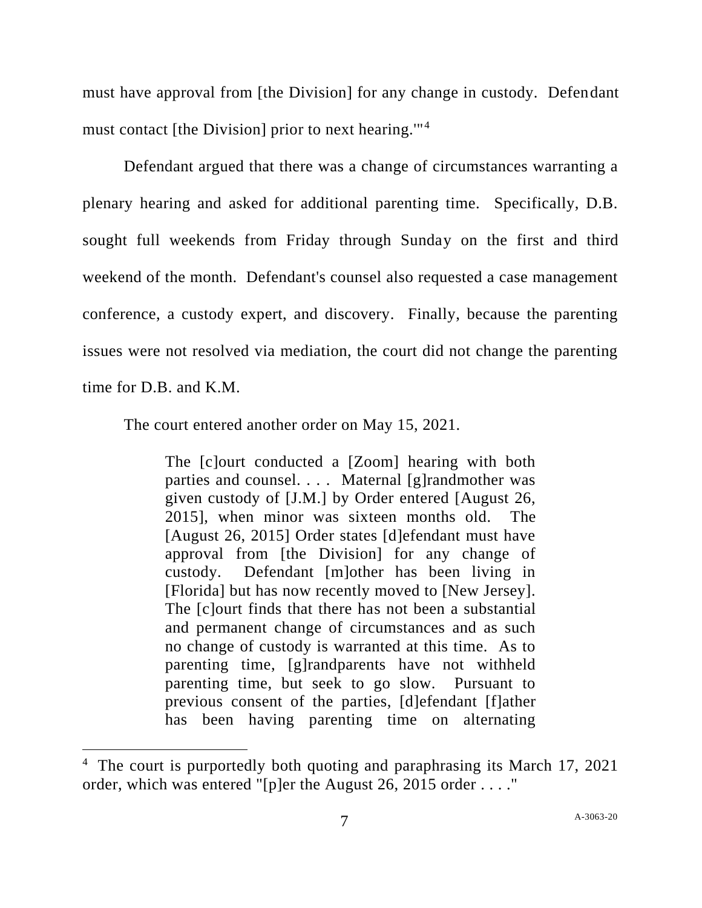must have approval from [the Division] for any change in custody. Defendant must contact [the Division] prior to next hearing.'"[4]

Defendant argued that there was a change of circumstances warranting a plenary hearing and asked for additional parenting time. Specifically, D.B. sought full weekends from Friday through Sunday on the first and third weekend of the month. Defendant's counsel also requested a case management conference, a custody expert, and discovery. Finally, because the parenting issues were not resolved via mediation, the court did not change the parenting time for D.B. and K.M.

The court entered another order on May 15, 2021.

> The [c]ourt conducted a [Zoom] hearing with both parties and counsel. . . . Maternal [g]randmother was given custody of [J.M.] by Order entered [August 26, 2015], when minor was sixteen months old. The [August 26, 2015] Order states [d]efendant must have approval from [the Division] for any change of custody. Defendant [m]other has been living in [Florida] but has now recently moved to [New Jersey]. The [c]ourt finds that there has not been a substantial and permanent change of circumstances and as such no change of custody is warranted at this time. As to parenting time, [g]randparents have not withheld parenting time, but seek to go slow. Pursuant to previous consent of the parties, [d]efendant [f]ather has been having parenting time on alternating

[4] The court is purportedly both quoting and paraphrasing its March 17, 2021 order, which was entered "[p]er the August 26, 2015 order . . . ."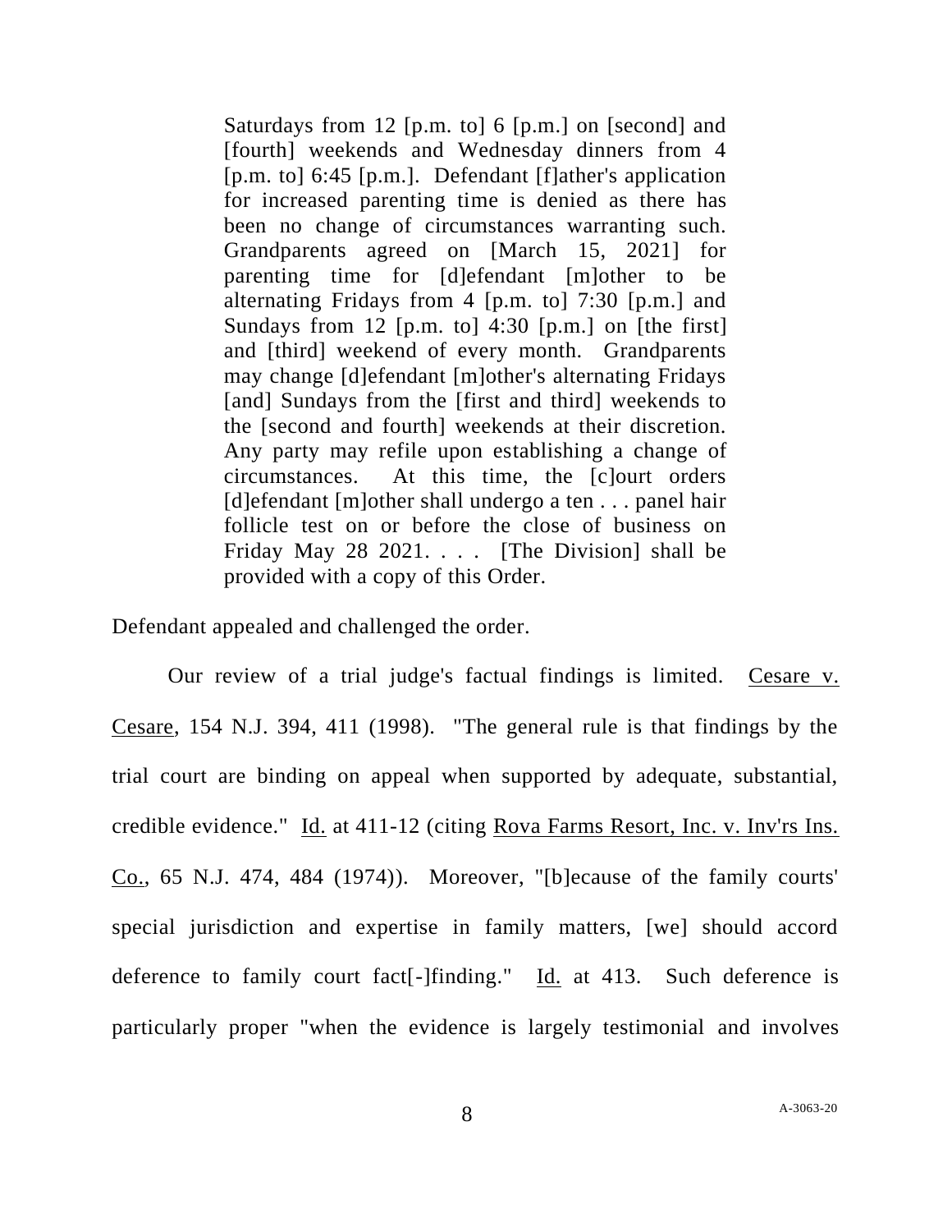> Saturdays from 12 [p.m. to] 6 [p.m.] on [second] and [fourth] weekends and Wednesday dinners from 4 [p.m. to] 6:45 [p.m.]. Defendant [f]ather's application for increased parenting time is denied as there has been no change of circumstances warranting such. Grandparents agreed on [March 15, 2021] for parenting time for [d]efendant [m]other to be alternating Fridays from 4 [p.m. to] 7:30 [p.m.] and Sundays from 12 [p.m. to] 4:30 [p.m.] on [the first] and [third] weekend of every month. Grandparents may change [d]efendant [m]other's alternating Fridays [and] Sundays from the [first and third] weekends to the [second and fourth] weekends at their discretion. Any party may refile upon establishing a change of circumstances. At this time, the [c]ourt orders [d]efendant [m]other shall undergo a ten . . . panel hair follicle test on or before the close of business on Friday May 28 2021. . . . [The Division] shall be provided with a copy of this Order.

Defendant appealed and challenged the order.

Our review of a trial judge's factual findings is limited. Cesare v. Cesare, 154 N.J. 394, 411 (1998). "The general rule is that findings by the trial court are binding on appeal when supported by adequate, substantial, credible evidence." Id. at 411-12 (citing Rova Farms Resort, Inc. v. Inv'rs Ins. Co., 65 N.J. 474, 484 (1974)). Moreover, "[b]ecause of the family courts' special jurisdiction and expertise in family matters, [we] should accord deference to family court fact[-]finding." Id. at 413. Such deference is particularly proper "when the evidence is largely testimonial and involves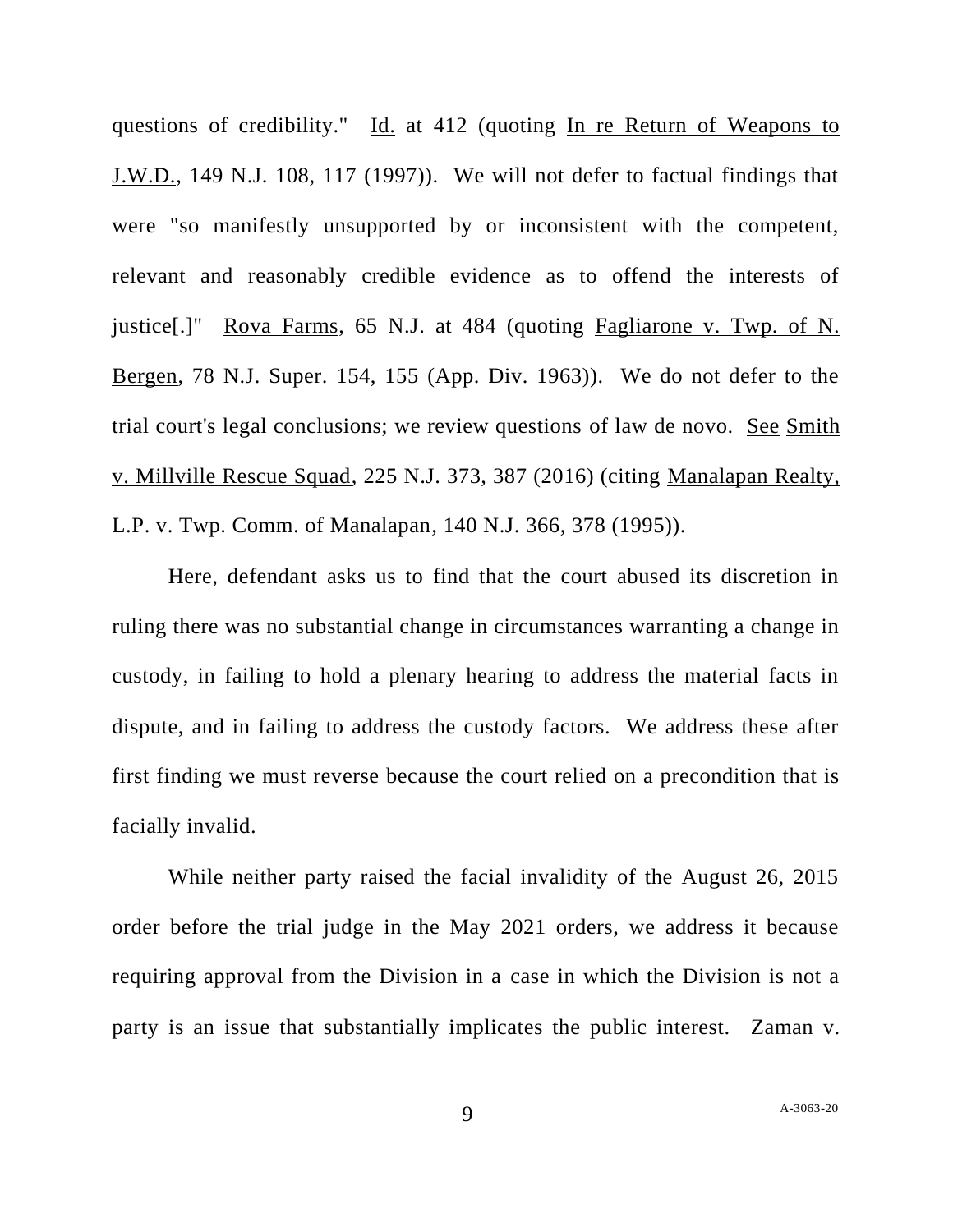questions of credibility." Id. at 412 (quoting In re Return of Weapons to J.W.D., 149 N.J. 108, 117 (1997)). We will not defer to factual findings that were "so manifestly unsupported by or inconsistent with the competent, relevant and reasonably credible evidence as to offend the interests of justice[.]" Rova Farms, 65 N.J. at 484 (quoting Fagliarone v. Twp. of N. Bergen, 78 N.J. Super. 154, 155 (App. Div. 1963)). We do not defer to the trial court's legal conclusions; we review questions of law de novo. See Smith v. Millville Rescue Squad, 225 N.J. 373, 387 (2016) (citing Manalapan Realty, L.P. v. Twp. Comm. of Manalapan, 140 N.J. 366, 378 (1995)).

Here, defendant asks us to find that the court abused its discretion in ruling there was no substantial change in circumstances warranting a change in custody, in failing to hold a plenary hearing to address the material facts in dispute, and in failing to address the custody factors. We address these after first finding we must reverse because the court relied on a precondition that is facially invalid.

While neither party raised the facial invalidity of the August 26, 2015 order before the trial judge in the May 2021 orders, we address it because requiring approval from the Division in a case in which the Division is not a party is an issue that substantially implicates the public interest. Zaman v.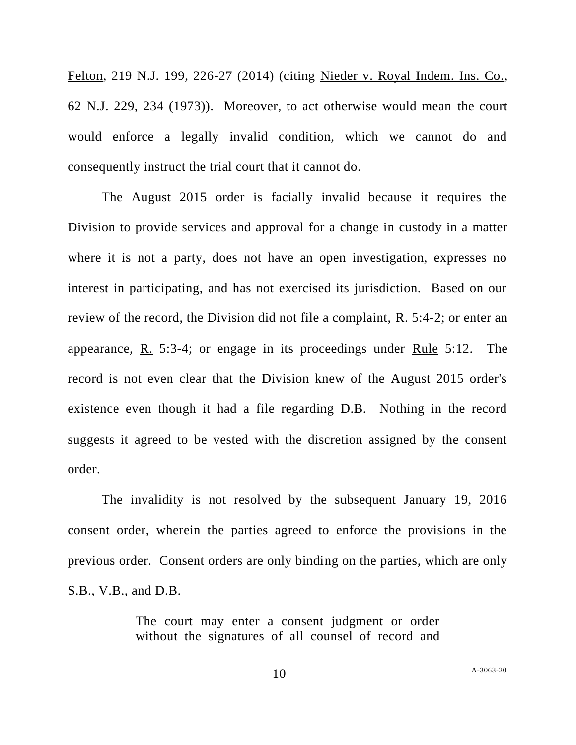Felton, 219 N.J. 199, 226-27 (2014) (citing Nieder v. Royal Indem. Ins. Co., 62 N.J. 229, 234 (1973)). Moreover, to act otherwise would mean the court would enforce a legally invalid condition, which we cannot do and consequently instruct the trial court that it cannot do.

The August 2015 order is facially invalid because it requires the Division to provide services and approval for a change in custody in a matter where it is not a party, does not have an open investigation, expresses no interest in participating, and has not exercised its jurisdiction. Based on our review of the record, the Division did not file a complaint, R. 5:4-2; or enter an appearance, R. 5:3-4; or engage in its proceedings under Rule 5:12. The record is not even clear that the Division knew of the August 2015 order's existence even though it had a file regarding D.B. Nothing in the record suggests it agreed to be vested with the discretion assigned by the consent order.

The invalidity is not resolved by the subsequent January 19, 2016 consent order, wherein the parties agreed to enforce the provisions in the previous order. Consent orders are only binding on the parties, which are only S.B., V.B., and D.B.

> The court may enter a consent judgment or order without the signatures of all counsel of record and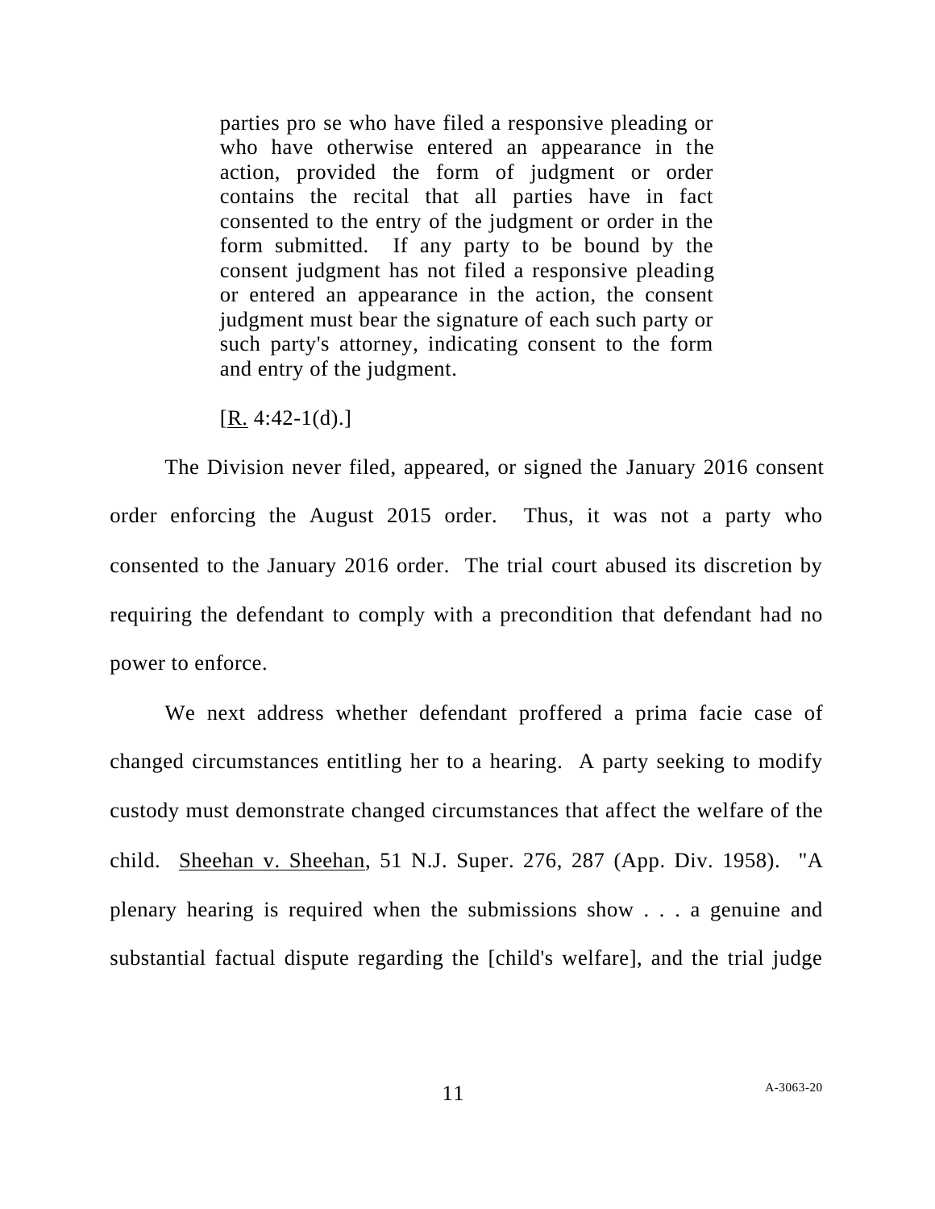> parties pro se who have filed a responsive pleading or who have otherwise entered an appearance in the action, provided the form of judgment or order contains the recital that all parties have in fact consented to the entry of the judgment or order in the form submitted. If any party to be bound by the consent judgment has not filed a responsive pleading or entered an appearance in the action, the consent judgment must bear the signature of each such party or such party's attorney, indicating consent to the form and entry of the judgment.
>
> [R. 4:42-1(d).]

The Division never filed, appeared, or signed the January 2016 consent order enforcing the August 2015 order. Thus, it was not a party who consented to the January 2016 order. The trial court abused its discretion by requiring the defendant to comply with a precondition that defendant had no power to enforce.

We next address whether defendant proffered a prima facie case of changed circumstances entitling her to a hearing. A party seeking to modify custody must demonstrate changed circumstances that affect the welfare of the child. Sheehan v. Sheehan, 51 N.J. Super. 276, 287 (App. Div. 1958). "A plenary hearing is required when the submissions show . . . a genuine and substantial factual dispute regarding the [child's welfare], and the trial judge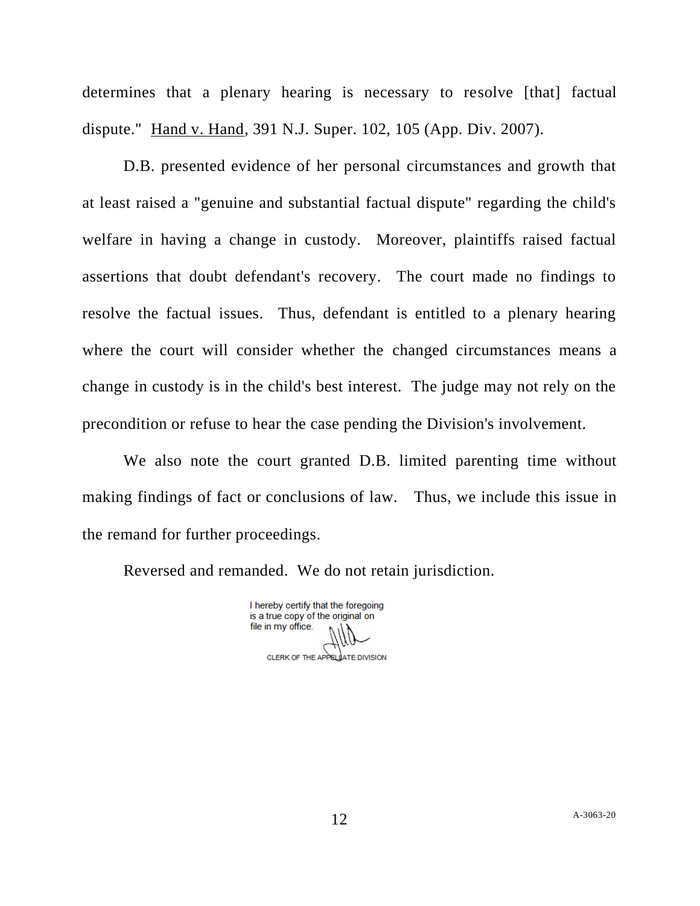determines that a plenary hearing is necessary to resolve [that] factual dispute." Hand v. Hand, 391 N.J. Super. 102, 105 (App. Div. 2007).

D.B. presented evidence of her personal circumstances and growth that at least raised a "genuine and substantial factual dispute" regarding the child's welfare in having a change in custody. Moreover, plaintiffs raised factual assertions that doubt defendant's recovery. The court made no findings to resolve the factual issues. Thus, defendant is entitled to a plenary hearing where the court will consider whether the changed circumstances means a change in custody is in the child's best interest. The judge may not rely on the precondition or refuse to hear the case pending the Division's involvement.

We also note the court granted D.B. limited parenting time without making findings of fact or conclusions of law. Thus, we include this issue in the remand for further proceedings.

Reversed and remanded. We do not retain jurisdiction.

I hereby certify that the foregoing is a true copy of the original on file in my office.

CLERK OF THE APPELLATE DIVISION